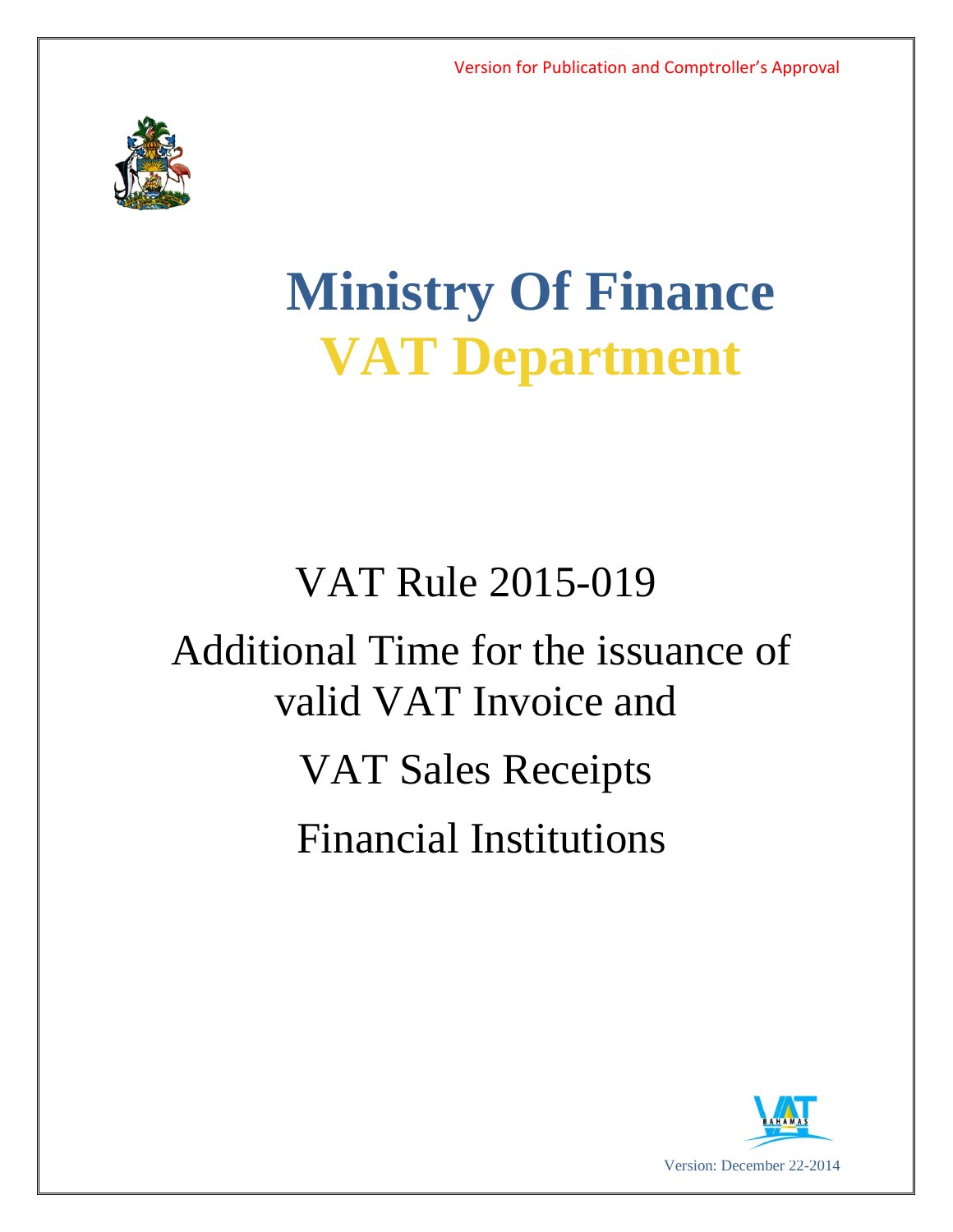Version for Publication and Comptroller's Approval

# Ministry Of Finance
# VAT Department

VAT Rule 2015-019

Additional Time for the issuance of valid VAT Invoice and

VAT Sales Receipts

Financial Institutions

Version: December 22-2014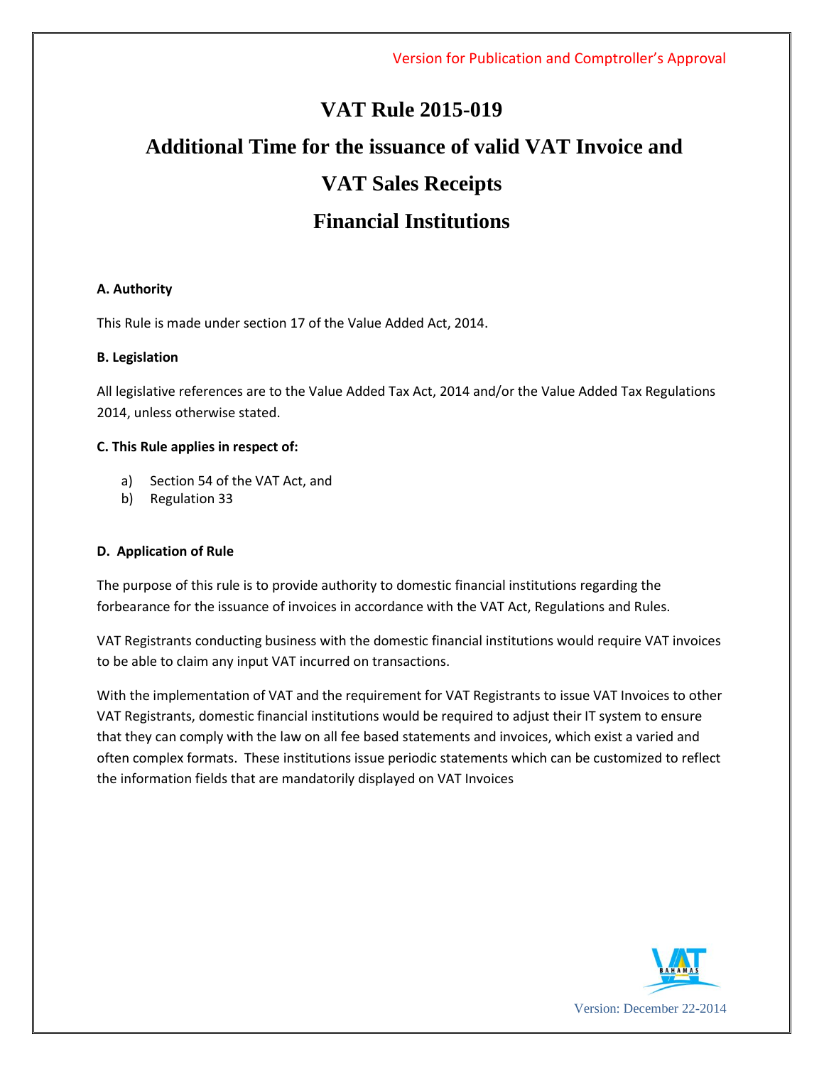Version for Publication and Comptroller's Approval

# VAT Rule 2015-019

# Additional Time for the issuance of valid VAT Invoice and VAT Sales Receipts

# Financial Institutions

**A. Authority**

This Rule is made under section 17 of the Value Added Act, 2014.

**B. Legislation**

All legislative references are to the Value Added Tax Act, 2014 and/or the Value Added Tax Regulations 2014, unless otherwise stated.

**C. This Rule applies in respect of:**

a) Section 54 of the VAT Act, and
b) Regulation 33

**D. Application of Rule**

The purpose of this rule is to provide authority to domestic financial institutions regarding the forbearance for the issuance of invoices in accordance with the VAT Act, Regulations and Rules.

VAT Registrants conducting business with the domestic financial institutions would require VAT invoices to be able to claim any input VAT incurred on transactions.

With the implementation of VAT and the requirement for VAT Registrants to issue VAT Invoices to other VAT Registrants, domestic financial institutions would be required to adjust their IT system to ensure that they can comply with the law on all fee based statements and invoices, which exist a varied and often complex formats. These institutions issue periodic statements which can be customized to reflect the information fields that are mandatorily displayed on VAT Invoices

Version: December 22-2014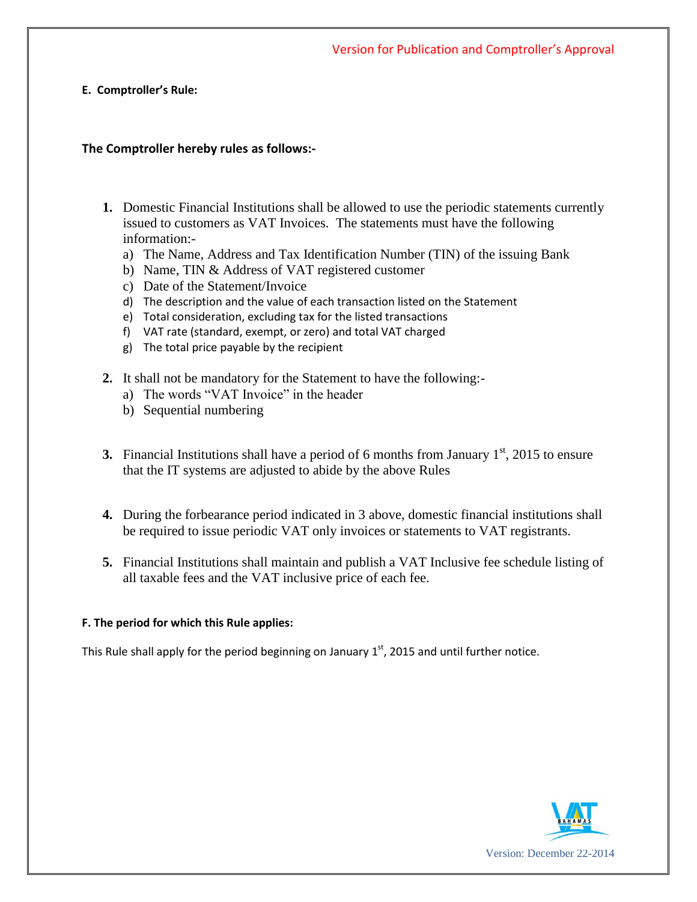Version for Publication and Comptroller's Approval

**E. Comptroller's Rule:**

**The Comptroller hereby rules as follows:-**

1. Domestic Financial Institutions shall be allowed to use the periodic statements currently issued to customers as VAT Invoices. The statements must have the following information:-
   a) The Name, Address and Tax Identification Number (TIN) of the issuing Bank
   b) Name, TIN & Address of VAT registered customer
   c) Date of the Statement/Invoice
   d) The description and the value of each transaction listed on the Statement
   e) Total consideration, excluding tax for the listed transactions
   f) VAT rate (standard, exempt, or zero) and total VAT charged
   g) The total price payable by the recipient

2. It shall not be mandatory for the Statement to have the following:-
   a) The words "VAT Invoice" in the header
   b) Sequential numbering

3. Financial Institutions shall have a period of 6 months from January 1st, 2015 to ensure that the IT systems are adjusted to abide by the above Rules

4. During the forbearance period indicated in 3 above, domestic financial institutions shall be required to issue periodic VAT only invoices or statements to VAT registrants.

5. Financial Institutions shall maintain and publish a VAT Inclusive fee schedule listing of all taxable fees and the VAT inclusive price of each fee.

**F. The period for which this Rule applies:**

This Rule shall apply for the period beginning on January 1st, 2015 and until further notice.

Version: December 22-2014